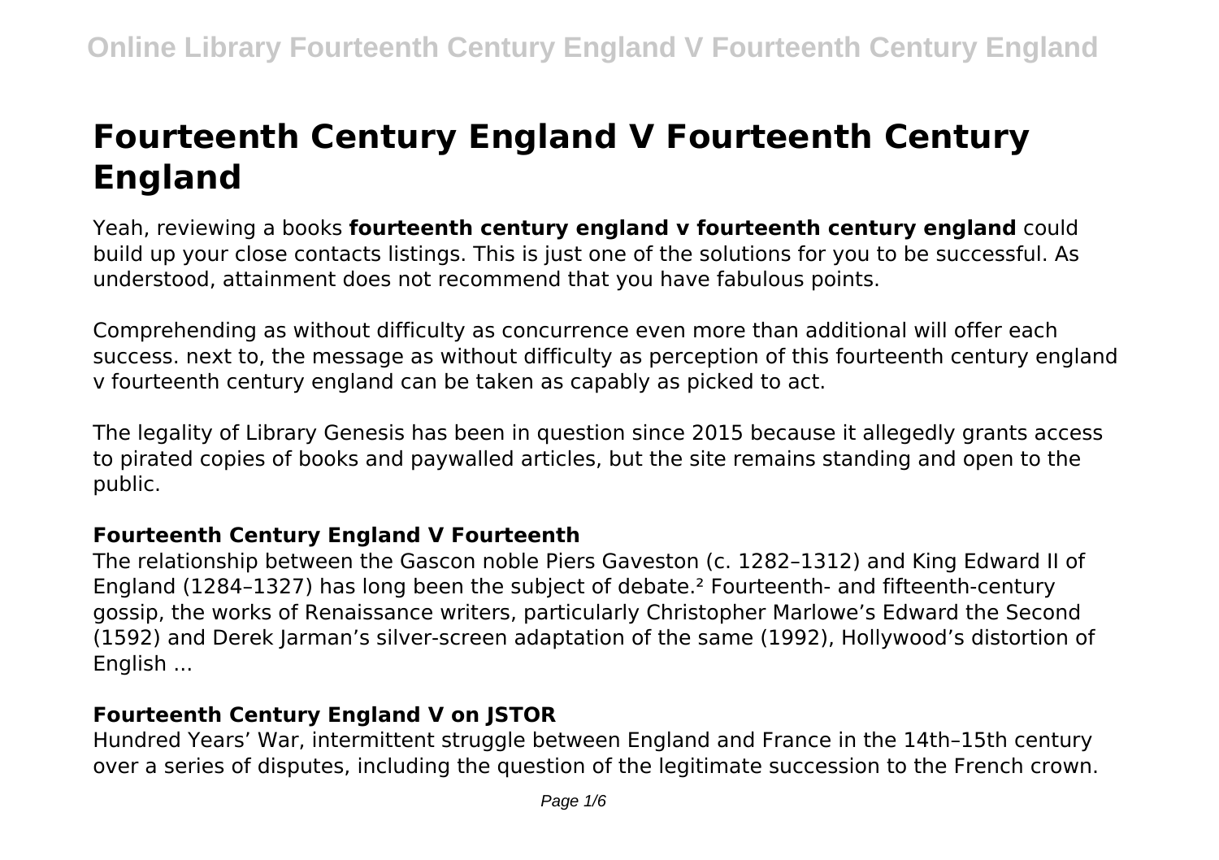# Fourteenth Century England V Fourteenth Century England

Yeah, reviewing a books **fourteenth century england v fourteenth century england** could build up your close contacts listings. This is just one of the solutions for you to be successful. As understood, attainment does not recommend that you have fabulous points.

Comprehending as without difficulty as concurrence even more than additional will offer each success. next to, the message as without difficulty as perception of this fourteenth century england v fourteenth century england can be taken as capably as picked to act.

The legality of Library Genesis has been in question since 2015 because it allegedly grants access to pirated copies of books and paywalled articles, but the site remains standing and open to the public.

### Fourteenth Century England V Fourteenth

The relationship between the Gascon noble Piers Gaveston (c. 1282–1312) and King Edward II of England (1284–1327) has long been the subject of debate.[2] Fourteenth- and fifteenth-century gossip, the works of Renaissance writers, particularly Christopher Marlowe's Edward the Second (1592) and Derek Jarman's silver-screen adaptation of the same (1992), Hollywood's distortion of English ...

### Fourteenth Century England V on JSTOR

Hundred Years' War, intermittent struggle between England and France in the 14th–15th century over a series of disputes, including the question of the legitimate succession to the French crown.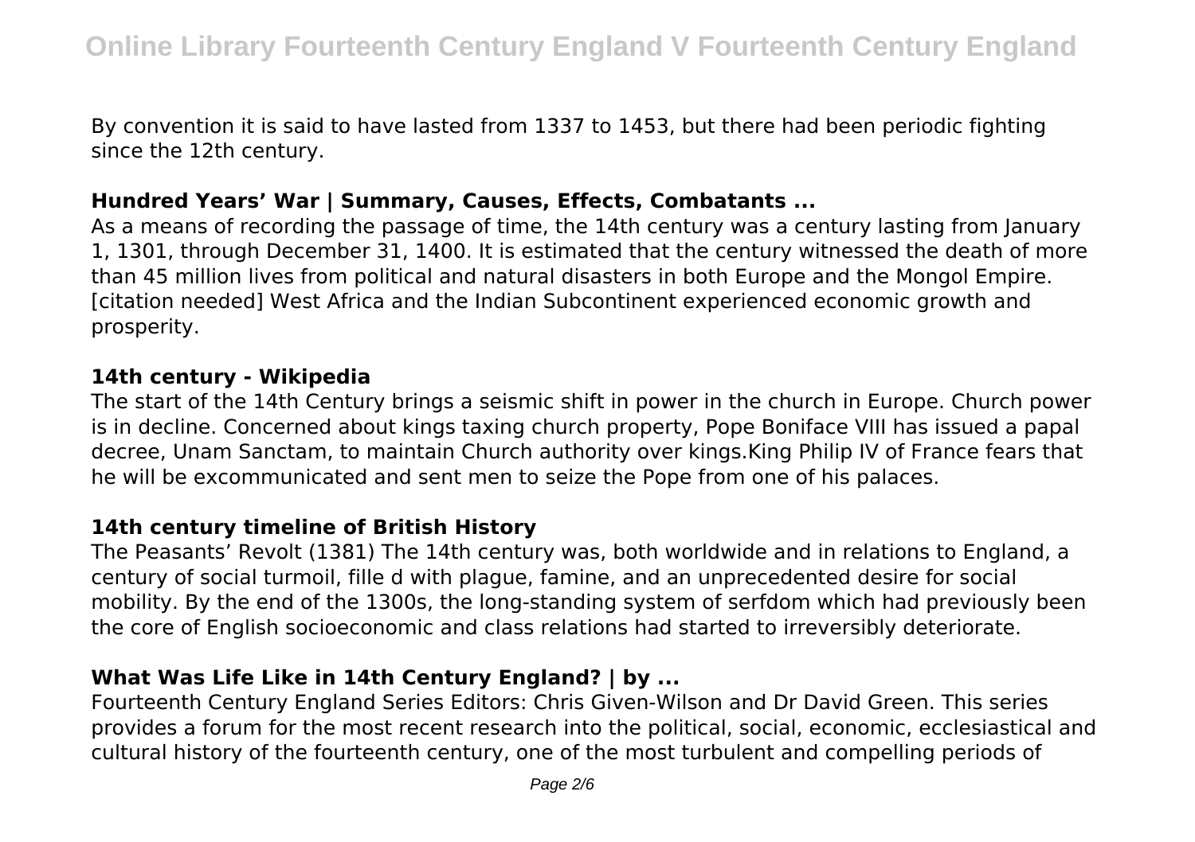By convention it is said to have lasted from 1337 to 1453, but there had been periodic fighting since the 12th century.

### Hundred Years' War | Summary, Causes, Effects, Combatants ...

As a means of recording the passage of time, the 14th century was a century lasting from January 1, 1301, through December 31, 1400. It is estimated that the century witnessed the death of more than 45 million lives from political and natural disasters in both Europe and the Mongol Empire. [citation needed] West Africa and the Indian Subcontinent experienced economic growth and prosperity.

### 14th century - Wikipedia

The start of the 14th Century brings a seismic shift in power in the church in Europe. Church power is in decline. Concerned about kings taxing church property, Pope Boniface VIII has issued a papal decree, Unam Sanctam, to maintain Church authority over kings.King Philip IV of France fears that he will be excommunicated and sent men to seize the Pope from one of his palaces.

### 14th century timeline of British History

The Peasants' Revolt (1381) The 14th century was, both worldwide and in relations to England, a century of social turmoil, fille d with plague, famine, and an unprecedented desire for social mobility. By the end of the 1300s, the long-standing system of serfdom which had previously been the core of English socioeconomic and class relations had started to irreversibly deteriorate.

### What Was Life Like in 14th Century England? | by ...

Fourteenth Century England Series Editors: Chris Given-Wilson and Dr David Green. This series provides a forum for the most recent research into the political, social, economic, ecclesiastical and cultural history of the fourteenth century, one of the most turbulent and compelling periods of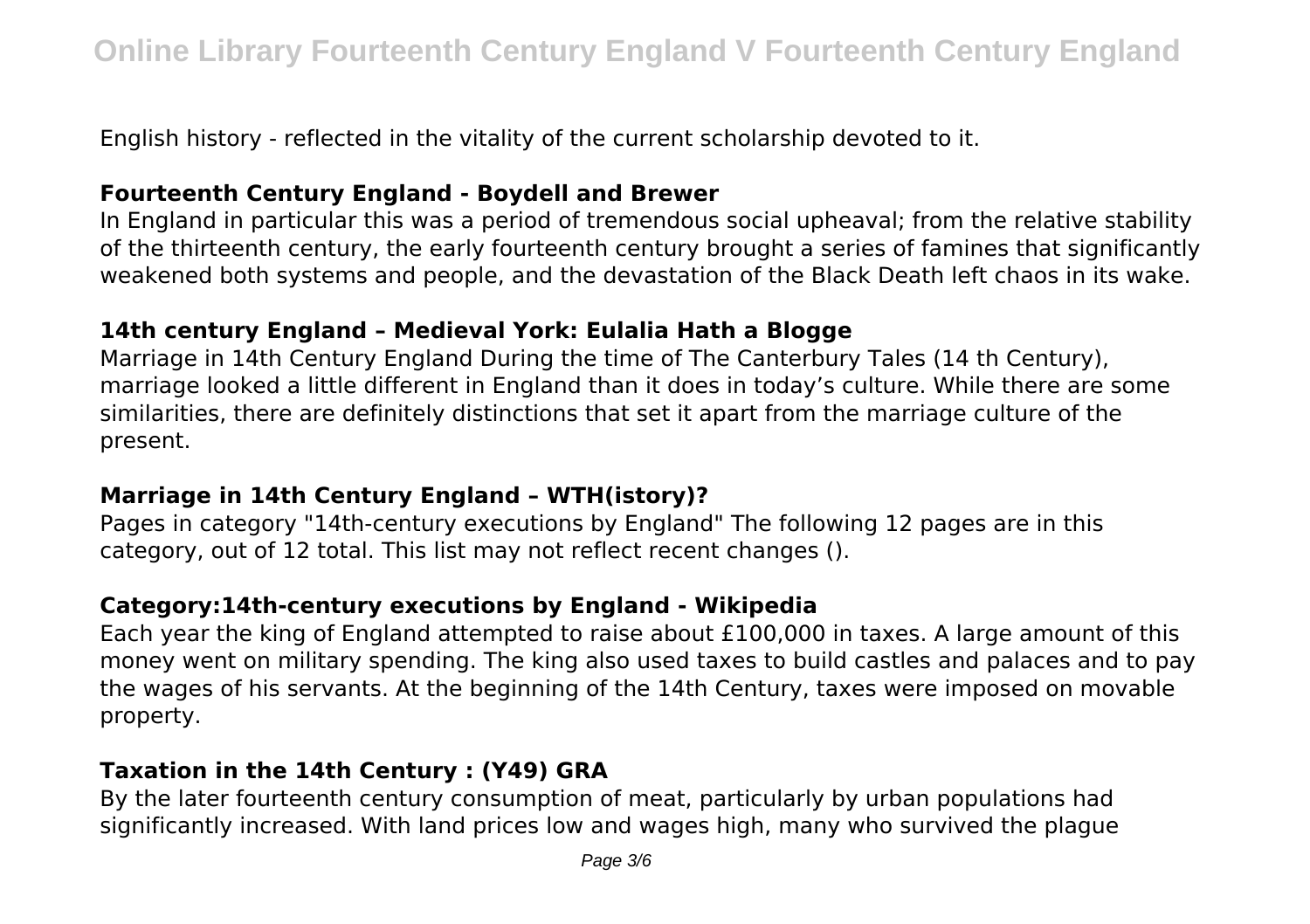English history - reflected in the vitality of the current scholarship devoted to it.

### Fourteenth Century England - Boydell and Brewer

In England in particular this was a period of tremendous social upheaval; from the relative stability of the thirteenth century, the early fourteenth century brought a series of famines that significantly weakened both systems and people, and the devastation of the Black Death left chaos in its wake.

### 14th century England – Medieval York: Eulalia Hath a Blogge

Marriage in 14th Century England During the time of The Canterbury Tales (14 th Century), marriage looked a little different in England than it does in today's culture. While there are some similarities, there are definitely distinctions that set it apart from the marriage culture of the present.

### Marriage in 14th Century England – WTH(istory)?

Pages in category "14th-century executions by England" The following 12 pages are in this category, out of 12 total. This list may not reflect recent changes ().

### Category:14th-century executions by England - Wikipedia

Each year the king of England attempted to raise about £100,000 in taxes. A large amount of this money went on military spending. The king also used taxes to build castles and palaces and to pay the wages of his servants. At the beginning of the 14th Century, taxes were imposed on movable property.

### Taxation in the 14th Century : (Y49) GRA

By the later fourteenth century consumption of meat, particularly by urban populations had significantly increased. With land prices low and wages high, many who survived the plague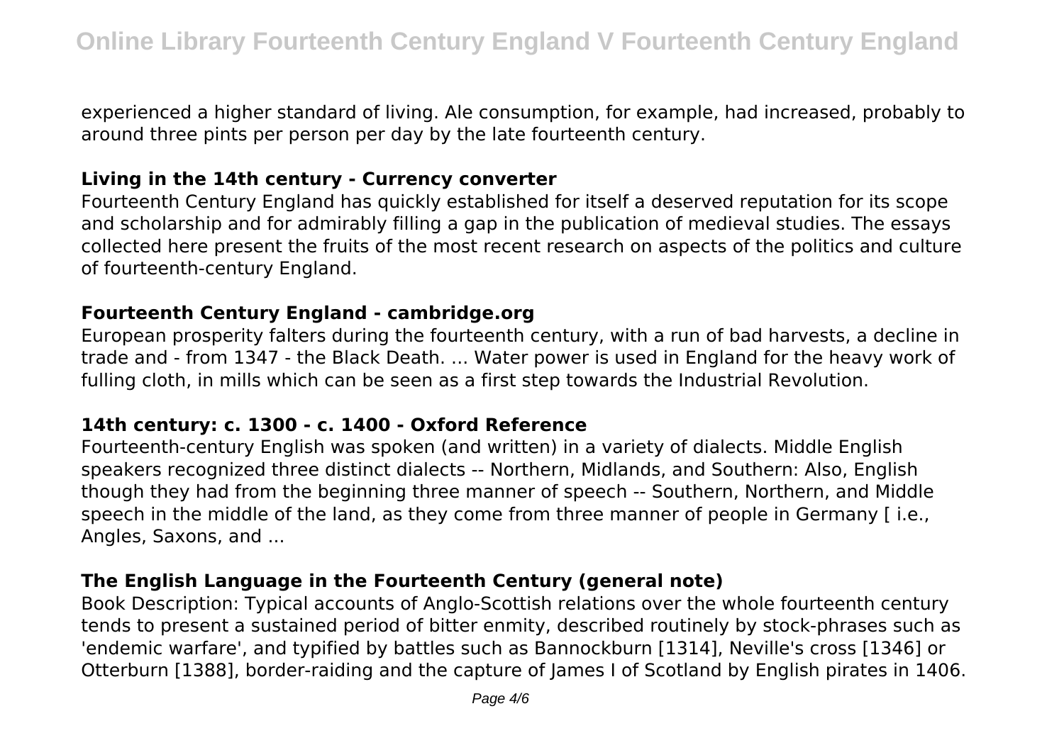experienced a higher standard of living. Ale consumption, for example, had increased, probably to around three pints per person per day by the late fourteenth century.

### Living in the 14th century - Currency converter

Fourteenth Century England has quickly established for itself a deserved reputation for its scope and scholarship and for admirably filling a gap in the publication of medieval studies. The essays collected here present the fruits of the most recent research on aspects of the politics and culture of fourteenth-century England.

### Fourteenth Century England - cambridge.org

European prosperity falters during the fourteenth century, with a run of bad harvests, a decline in trade and - from 1347 - the Black Death. ... Water power is used in England for the heavy work of fulling cloth, in mills which can be seen as a first step towards the Industrial Revolution.

### 14th century: c. 1300 - c. 1400 - Oxford Reference

Fourteenth-century English was spoken (and written) in a variety of dialects. Middle English speakers recognized three distinct dialects -- Northern, Midlands, and Southern: Also, English though they had from the beginning three manner of speech -- Southern, Northern, and Middle speech in the middle of the land, as they come from three manner of people in Germany [ i.e., Angles, Saxons, and ...

### The English Language in the Fourteenth Century (general note)

Book Description: Typical accounts of Anglo-Scottish relations over the whole fourteenth century tends to present a sustained period of bitter enmity, described routinely by stock-phrases such as 'endemic warfare', and typified by battles such as Bannockburn [1314], Neville's cross [1346] or Otterburn [1388], border-raiding and the capture of James I of Scotland by English pirates in 1406.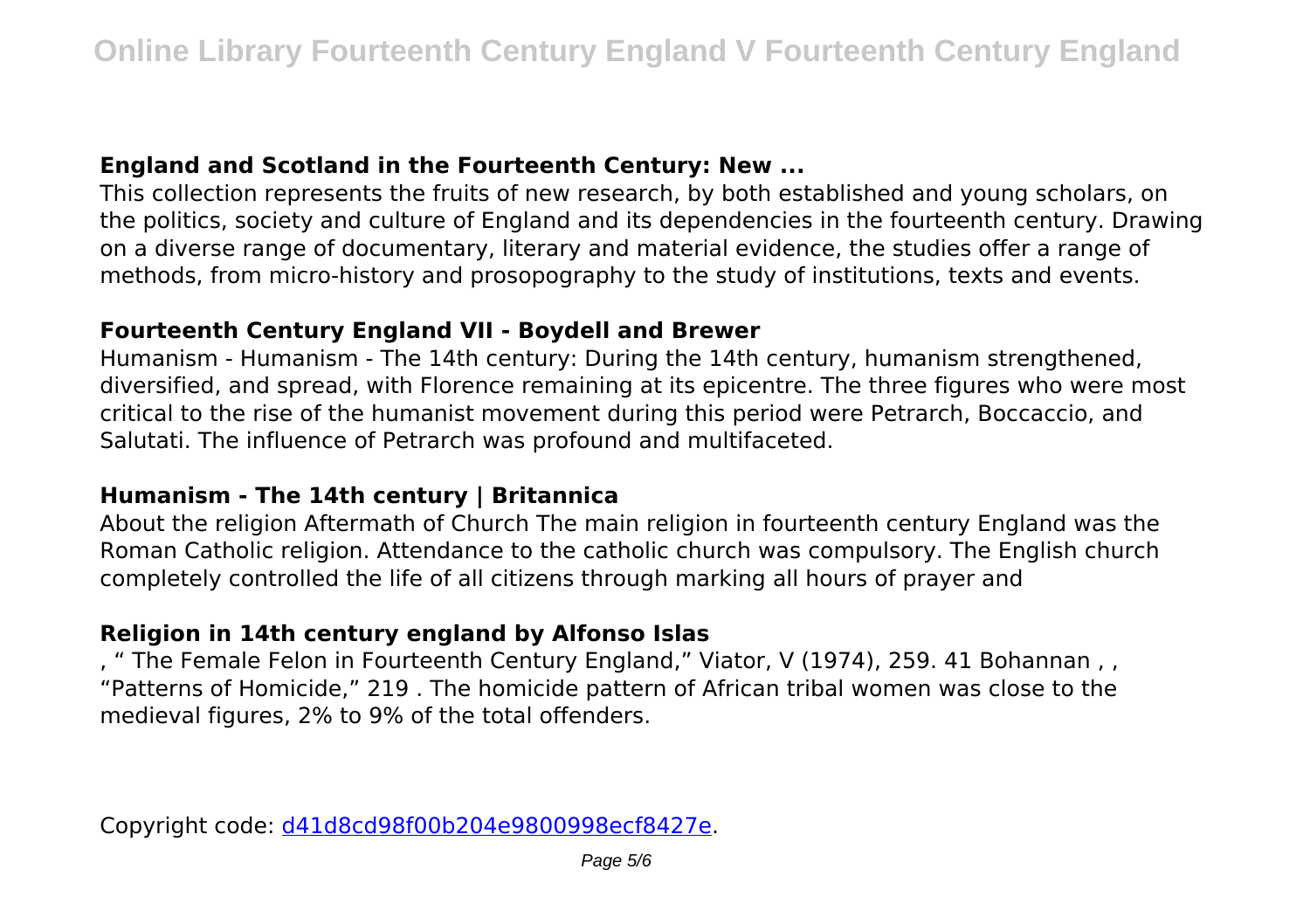### England and Scotland in the Fourteenth Century: New ...

This collection represents the fruits of new research, by both established and young scholars, on the politics, society and culture of England and its dependencies in the fourteenth century. Drawing on a diverse range of documentary, literary and material evidence, the studies offer a range of methods, from micro-history and prosopography to the study of institutions, texts and events.

### Fourteenth Century England VII - Boydell and Brewer

Humanism - Humanism - The 14th century: During the 14th century, humanism strengthened, diversified, and spread, with Florence remaining at its epicentre. The three figures who were most critical to the rise of the humanist movement during this period were Petrarch, Boccaccio, and Salutati. The influence of Petrarch was profound and multifaceted.

### Humanism - The 14th century | Britannica

About the religion Aftermath of Church The main religion in fourteenth century England was the Roman Catholic religion. Attendance to the catholic church was compulsory. The English church completely controlled the life of all citizens through marking all hours of prayer and

### Religion in 14th century england by Alfonso Islas

, " The Female Felon in Fourteenth Century England," Viator, V (1974), 259. 41 Bohannan , , "Patterns of Homicide," 219 . The homicide pattern of African tribal women was close to the medieval figures, 2% to 9% of the total offenders.

Copyright code: d41d8cd98f00b204e9800998ecf8427e.